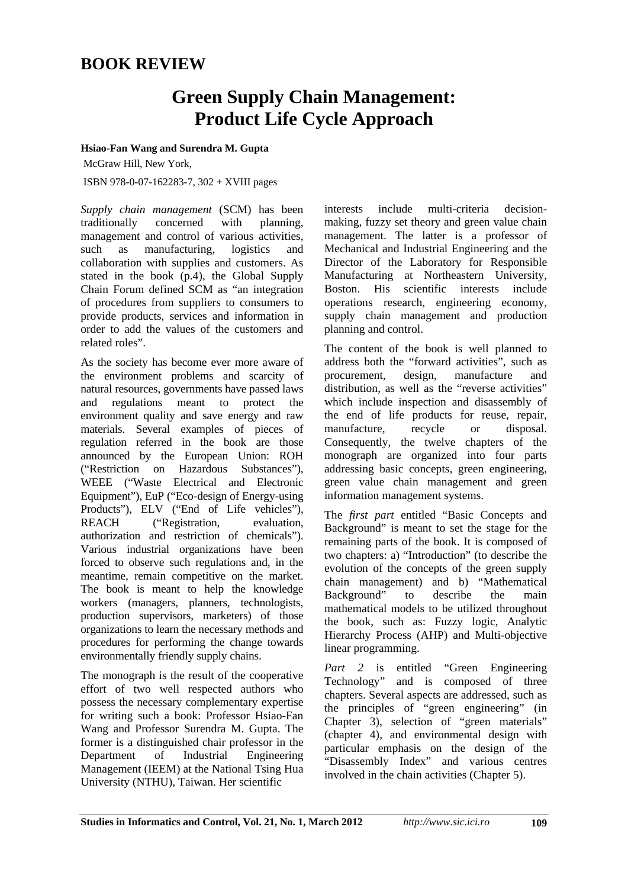# BOOK REVIEW

## Green Supply Chain Management: Product Life Cycle Approach

**Hsiao-Fan Wang and Surendra M. Gupta**

McGraw Hill, New York,

ISBN 978-0-07-162283-7, 302 + XVIII pages

*Supply chain management* (SCM) has been traditionally concerned with planning, management and control of various activities, such as manufacturing, logistics and collaboration with supplies and customers. As stated in the book (p.4), the Global Supply Chain Forum defined SCM as "an integration of procedures from suppliers to consumers to provide products, services and information in order to add the values of the customers and related roles".

As the society has become ever more aware of the environment problems and scarcity of natural resources, governments have passed laws and regulations meant to protect the environment quality and save energy and raw materials. Several examples of pieces of regulation referred in the book are those announced by the European Union: ROH ("Restriction on Hazardous Substances"), WEEE ("Waste Electrical and Electronic Equipment"), EuP ("Eco-design of Energy-using Products"), ELV ("End of Life vehicles"), REACH ("Registration, evaluation, authorization and restriction of chemicals"). Various industrial organizations have been forced to observe such regulations and, in the meantime, remain competitive on the market. The book is meant to help the knowledge workers (managers, planners, technologists, production supervisors, marketers) of those organizations to learn the necessary methods and procedures for performing the change towards environmentally friendly supply chains.

The monograph is the result of the cooperative effort of two well respected authors who possess the necessary complementary expertise for writing such a book: Professor Hsiao-Fan Wang and Professor Surendra M. Gupta. The former is a distinguished chair professor in the Department of Industrial Engineering Management (IEEM) at the National Tsing Hua University (NTHU), Taiwan. Her scientific interests include multi-criteria decision-making, fuzzy set theory and green value chain management. The latter is a professor of Mechanical and Industrial Engineering and the Director of the Laboratory for Responsible Manufacturing at Northeastern University, Boston. His scientific interests include operations research, engineering economy, supply chain management and production planning and control.

The content of the book is well planned to address both the "forward activities", such as procurement, design, manufacture and distribution, as well as the "reverse activities" which include inspection and disassembly of the end of life products for reuse, repair, manufacture, recycle or disposal. Consequently, the twelve chapters of the monograph are organized into four parts addressing basic concepts, green engineering, green value chain management and green information management systems.

The *first part* entitled "Basic Concepts and Background" is meant to set the stage for the remaining parts of the book. It is composed of two chapters: a) "Introduction" (to describe the evolution of the concepts of the green supply chain management) and b) "Mathematical Background" to describe the main mathematical models to be utilized throughout the book, such as: Fuzzy logic, Analytic Hierarchy Process (AHP) and Multi-objective linear programming.

*Part 2* is entitled "Green Engineering Technology" and is composed of three chapters. Several aspects are addressed, such as the principles of "green engineering" (in Chapter 3), selection of "green materials" (chapter 4), and environmental design with particular emphasis on the design of the "Disassembly Index" and various centres involved in the chain activities (Chapter 5).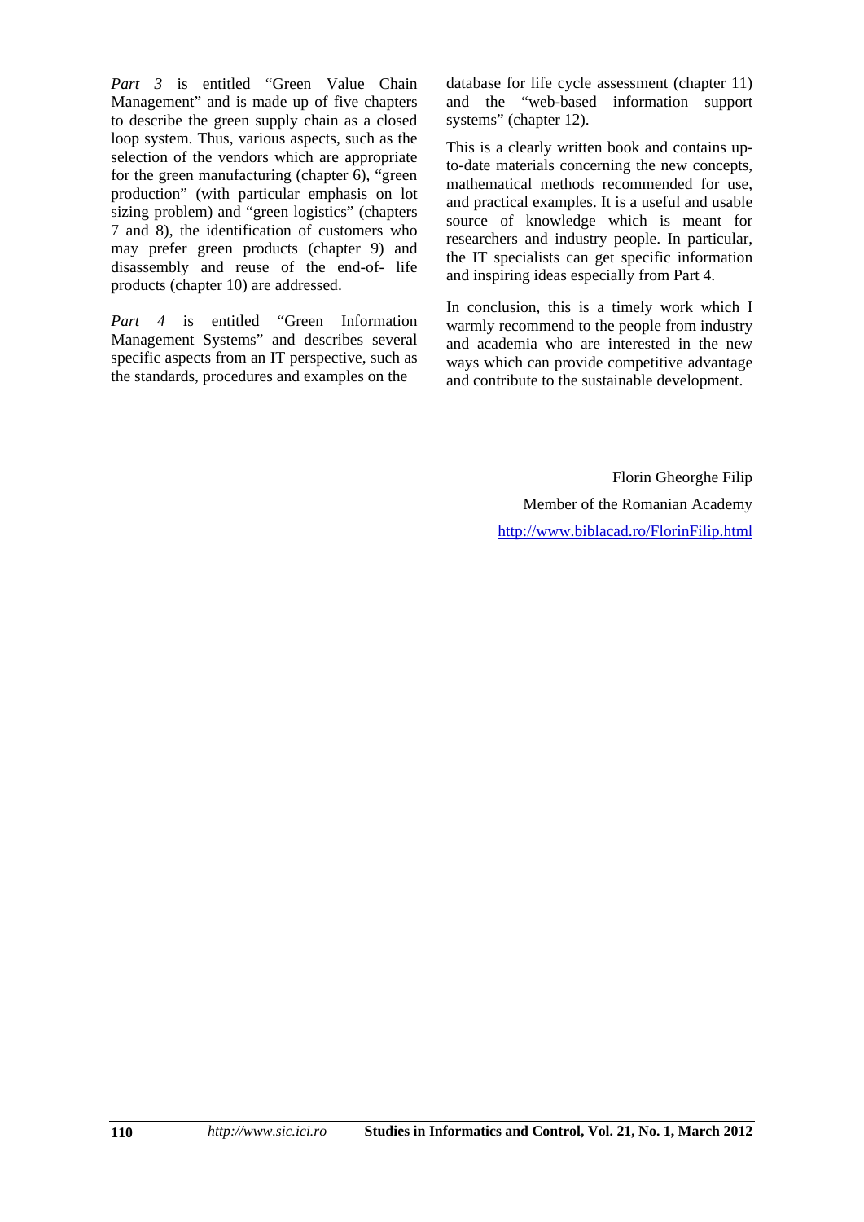*Part 3* is entitled "Green Value Chain Management" and is made up of five chapters to describe the green supply chain as a closed loop system. Thus, various aspects, such as the selection of the vendors which are appropriate for the green manufacturing (chapter 6), "green production" (with particular emphasis on lot sizing problem) and "green logistics" (chapters 7 and 8), the identification of customers who may prefer green products (chapter 9) and disassembly and reuse of the end-of- life products (chapter 10) are addressed.

*Part 4* is entitled "Green Information Management Systems" and describes several specific aspects from an IT perspective, such as the standards, procedures and examples on the database for life cycle assessment (chapter 11) and the "web-based information support systems" (chapter 12).

This is a clearly written book and contains up-to-date materials concerning the new concepts, mathematical methods recommended for use, and practical examples. It is a useful and usable source of knowledge which is meant for researchers and industry people. In particular, the IT specialists can get specific information and inspiring ideas especially from Part 4.

In conclusion, this is a timely work which I warmly recommend to the people from industry and academia who are interested in the new ways which can provide competitive advantage and contribute to the sustainable development.

Florin Gheorghe Filip

Member of the Romanian Academy

http://www.biblacad.ro/FlorinFilip.html